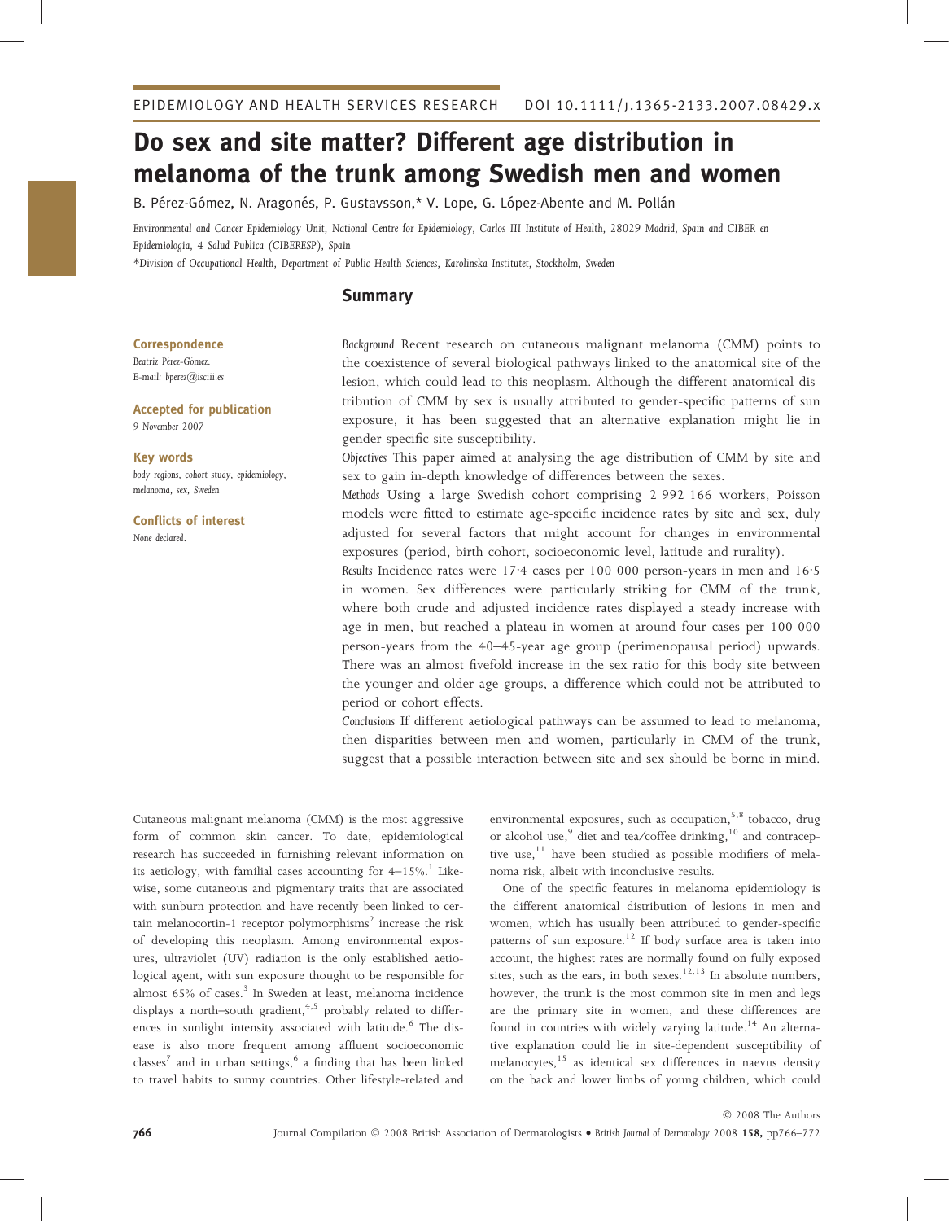EPIDEMIOLOGY AND HEALTH SERVICES RESEARCH DOI 10.1111/j.1365-2133.2007.08429.x

# Do sex and site matter? Different age distribution in melanoma of the trunk among Swedish men and women

B. Pérez-Gómez, N. Aragonés, P. Gustavsson,* V. Lope, G. López-Abente and M. Pollán

*Environmental and Cancer Epidemiology Unit, National Centre for Epidemiology, Carlos III Institute of Health, 28029 Madrid, Spain and CIBER en Epidemiologia, 4 Salud Publica (CIBERESP), Spain*

*\*Division of Occupational Health, Department of Public Health Sciences, Karolinska Institutet, Stockholm, Sweden*

**Correspondence**
Beatriz Pérez-Gómez.
E-mail: bperez@isciii.es

**Accepted for publication**
9 November 2007

**Key words**
body regions, cohort study, epidemiology, melanoma, sex, Sweden

**Conflicts of interest**
None declared.

## Summary

*Background* Recent research on cutaneous malignant melanoma (CMM) points to the coexistence of several biological pathways linked to the anatomical site of the lesion, which could lead to this neoplasm. Although the different anatomical distribution of CMM by sex is usually attributed to gender-specific patterns of sun exposure, it has been suggested that an alternative explanation might lie in gender-specific site susceptibility.

*Objectives* This paper aimed at analysing the age distribution of CMM by site and sex to gain in-depth knowledge of differences between the sexes.

*Methods* Using a large Swedish cohort comprising 2 992 166 workers, Poisson models were fitted to estimate age-specific incidence rates by site and sex, duly adjusted for several factors that might account for changes in environmental exposures (period, birth cohort, socioeconomic level, latitude and rurality).

*Results* Incidence rates were 17·4 cases per 100 000 person-years in men and 16·5 in women. Sex differences were particularly striking for CMM of the trunk, where both crude and adjusted incidence rates displayed a steady increase with age in men, but reached a plateau in women at around four cases per 100 000 person-years from the 40–45-year age group (perimenopausal period) upwards. There was an almost fivefold increase in the sex ratio for this body site between the younger and older age groups, a difference which could not be attributed to period or cohort effects.

*Conclusions* If different aetiological pathways can be assumed to lead to melanoma, then disparities between men and women, particularly in CMM of the trunk, suggest that a possible interaction between site and sex should be borne in mind.

Cutaneous malignant melanoma (CMM) is the most aggressive form of common skin cancer. To date, epidemiological research has succeeded in furnishing relevant information on its aetiology, with familial cases accounting for 4–15%.[1] Likewise, some cutaneous and pigmentary traits that are associated with sunburn protection and have recently been linked to certain melanocortin-1 receptor polymorphisms[2] increase the risk of developing this neoplasm. Among environmental exposures, ultraviolet (UV) radiation is the only established aetiological agent, with sun exposure thought to be responsible for almost 65% of cases.[3] In Sweden at least, melanoma incidence displays a north–south gradient,[4,5] probably related to differences in sunlight intensity associated with latitude.[6] The disease is also more frequent among affluent socioeconomic classes[7] and in urban settings,[6] a finding that has been linked to travel habits to sunny countries. Other lifestyle-related and environmental exposures, such as occupation,[5,8] tobacco, drug or alcohol use,[9] diet and tea/coffee drinking,[10] and contraceptive use,[11] have been studied as possible modifiers of melanoma risk, albeit with inconclusive results.

One of the specific features in melanoma epidemiology is the different anatomical distribution of lesions in men and women, which has usually been attributed to gender-specific patterns of sun exposure.[12] If body surface area is taken into account, the highest rates are normally found on fully exposed sites, such as the ears, in both sexes.[12,13] In absolute numbers, however, the trunk is the most common site in men and legs are the primary site in women, and these differences are found in countries with widely varying latitude.[14] An alternative explanation could lie in site-dependent susceptibility of melanocytes,[15] as identical sex differences in naevus density on the back and lower limbs of young children, which could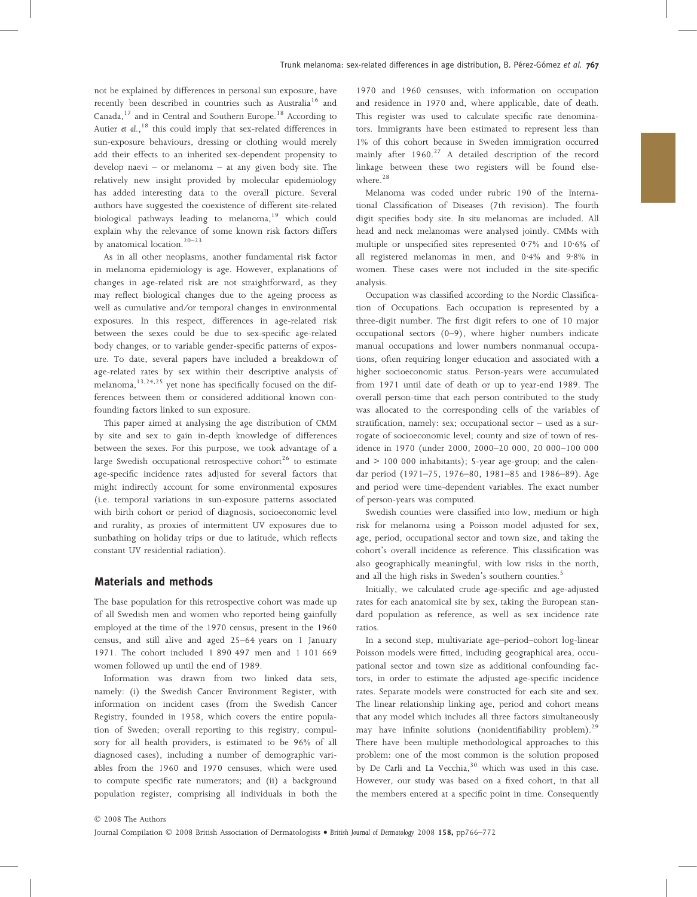not be explained by differences in personal sun exposure, have recently been described in countries such as Australia[16] and Canada,[17] and in Central and Southern Europe.[18] According to Autier *et al.*,[18] this could imply that sex-related differences in sun-exposure behaviours, dressing or clothing would merely add their effects to an inherited sex-dependent propensity to develop naevi – or melanoma – at any given body site. The relatively new insight provided by molecular epidemiology has added interesting data to the overall picture. Several authors have suggested the coexistence of different site-related biological pathways leading to melanoma,[19] which could explain why the relevance of some known risk factors differs by anatomical location.[20–23]

As in all other neoplasms, another fundamental risk factor in melanoma epidemiology is age. However, explanations of changes in age-related risk are not straightforward, as they may reflect biological changes due to the ageing process as well as cumulative and/or temporal changes in environmental exposures. In this respect, differences in age-related risk between the sexes could be due to sex-specific age-related body changes, or to variable gender-specific patterns of exposure. To date, several papers have included a breakdown of age-related rates by sex within their descriptive analysis of melanoma,[13,24,25] yet none has specifically focused on the differences between them or considered additional known confounding factors linked to sun exposure.

This paper aimed at analysing the age distribution of CMM by site and sex to gain in-depth knowledge of differences between the sexes. For this purpose, we took advantage of a large Swedish occupational retrospective cohort[26] to estimate age-specific incidence rates adjusted for several factors that might indirectly account for some environmental exposures (i.e. temporal variations in sun-exposure patterns associated with birth cohort or period of diagnosis, socioeconomic level and rurality, as proxies of intermittent UV exposures due to sunbathing on holiday trips or due to latitude, which reflects constant UV residential radiation).

## Materials and methods

The base population for this retrospective cohort was made up of all Swedish men and women who reported being gainfully employed at the time of the 1970 census, present in the 1960 census, and still alive and aged 25–64 years on 1 January 1971. The cohort included 1 890 497 men and 1 101 669 women followed up until the end of 1989.

Information was drawn from two linked data sets, namely: (i) the Swedish Cancer Environment Register, with information on incident cases (from the Swedish Cancer Registry, founded in 1958, which covers the entire population of Sweden; overall reporting to this registry, compulsory for all health providers, is estimated to be 96% of all diagnosed cases), including a number of demographic variables from the 1960 and 1970 censuses, which were used to compute specific rate numerators; and (ii) a background population register, comprising all individuals in both the 1970 and 1960 censuses, with information on occupation and residence in 1970 and, where applicable, date of death. This register was used to calculate specific rate denominators. Immigrants have been estimated to represent less than 1% of this cohort because in Sweden immigration occurred mainly after 1960.[27] A detailed description of the record linkage between these two registers will be found elsewhere.[28]

Melanoma was coded under rubric 190 of the International Classification of Diseases (7th revision). The fourth digit specifies body site. *In situ* melanomas are included. All head and neck melanomas were analysed jointly. CMMs with multiple or unspecified sites represented 0·7% and 10·6% of all registered melanomas in men, and 0·4% and 9·8% in women. These cases were not included in the site-specific analysis.

Occupation was classified according to the Nordic Classification of Occupations. Each occupation is represented by a three-digit number. The first digit refers to one of 10 major occupational sectors (0–9), where higher numbers indicate manual occupations and lower numbers nonmanual occupations, often requiring longer education and associated with a higher socioeconomic status. Person-years were accumulated from 1971 until date of death or up to year-end 1989. The overall person-time that each person contributed to the study was allocated to the corresponding cells of the variables of stratification, namely: sex; occupational sector – used as a surrogate of socioeconomic level; county and size of town of residence in 1970 (under 2000, 2000–20 000, 20 000–100 000 and > 100 000 inhabitants); 5-year age-group; and the calendar period (1971–75, 1976–80, 1981–85 and 1986–89). Age and period were time-dependent variables. The exact number of person-years was computed.

Swedish counties were classified into low, medium or high risk for melanoma using a Poisson model adjusted for sex, age, period, occupational sector and town size, and taking the cohort's overall incidence as reference. This classification was also geographically meaningful, with low risks in the north, and all the high risks in Sweden's southern counties.[5]

Initially, we calculated crude age-specific and age-adjusted rates for each anatomical site by sex, taking the European standard population as reference, as well as sex incidence rate ratios.

In a second step, multivariate age–period–cohort log-linear Poisson models were fitted, including geographical area, occupational sector and town size as additional confounding factors, in order to estimate the adjusted age-specific incidence rates. Separate models were constructed for each site and sex. The linear relationship linking age, period and cohort means that any model which includes all three factors simultaneously may have infinite solutions (nonidentifiability problem).[29] There have been multiple methodological approaches to this problem: one of the most common is the solution proposed by De Carli and La Vecchia,[30] which was used in this case. However, our study was based on a fixed cohort, in that all the members entered at a specific point in time. Consequently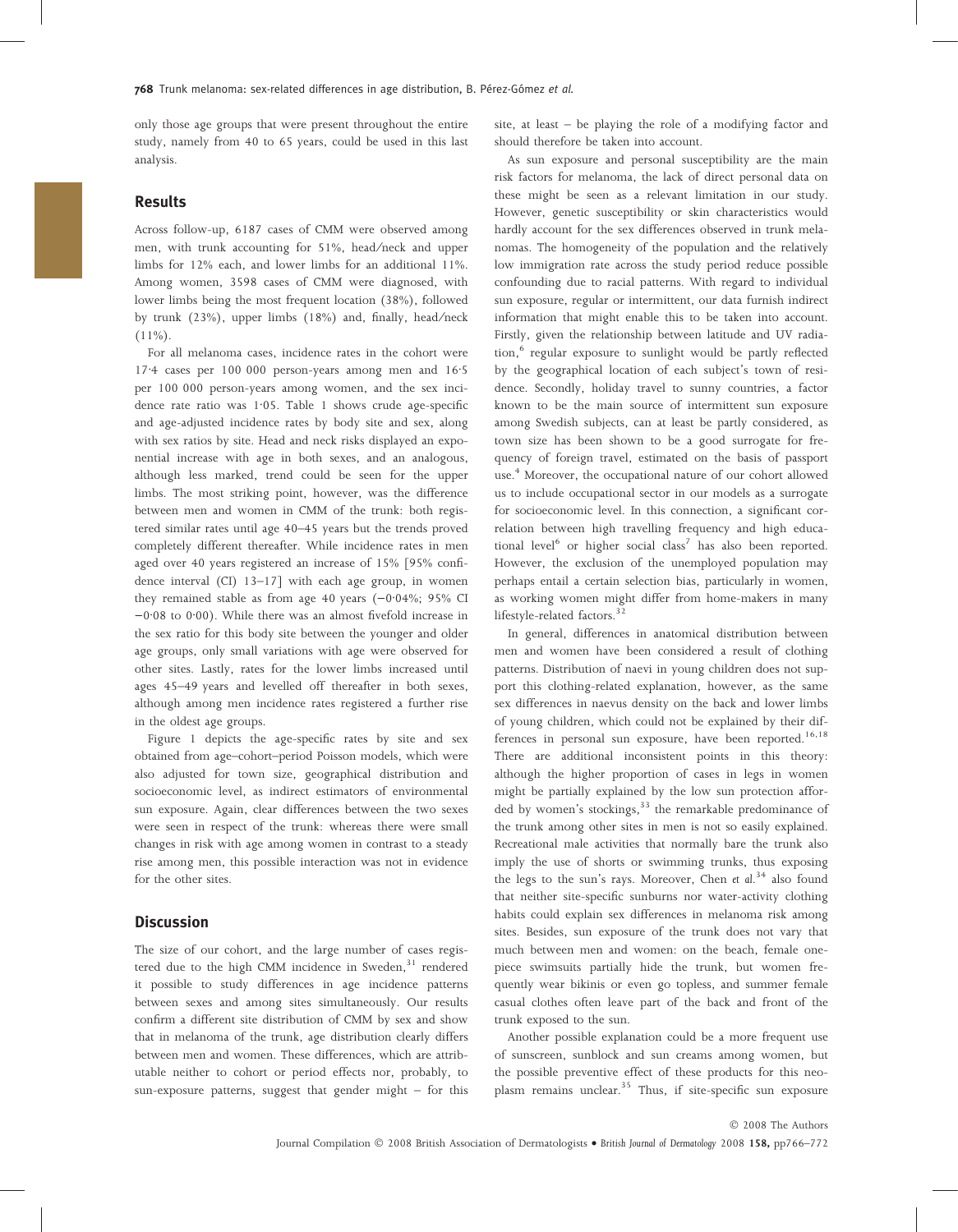only those age groups that were present throughout the entire study, namely from 40 to 65 years, could be used in this last analysis.

## Results

Across follow-up, 6187 cases of CMM were observed among men, with trunk accounting for 51%, head/neck and upper limbs for 12% each, and lower limbs for an additional 11%. Among women, 3598 cases of CMM were diagnosed, with lower limbs being the most frequent location (38%), followed by trunk (23%), upper limbs (18%) and, finally, head/neck (11%).

For all melanoma cases, incidence rates in the cohort were 17·4 cases per 100 000 person-years among men and 16·5 per 100 000 person-years among women, and the sex incidence rate ratio was 1·05. Table 1 shows crude age-specific and age-adjusted incidence rates by body site and sex, along with sex ratios by site. Head and neck risks displayed an exponential increase with age in both sexes, and an analogous, although less marked, trend could be seen for the upper limbs. The most striking point, however, was the difference between men and women in CMM of the trunk: both registered similar rates until age 40–45 years but the trends proved completely different thereafter. While incidence rates in men aged over 40 years registered an increase of 15% [95% confidence interval (CI) 13–17] with each age group, in women they remained stable as from age 40 years (−0·04%; 95% CI −0·08 to 0·00). While there was an almost fivefold increase in the sex ratio for this body site between the younger and older age groups, only small variations with age were observed for other sites. Lastly, rates for the lower limbs increased until ages 45–49 years and levelled off thereafter in both sexes, although among men incidence rates registered a further rise in the oldest age groups.

Figure 1 depicts the age-specific rates by site and sex obtained from age–cohort–period Poisson models, which were also adjusted for town size, geographical distribution and socioeconomic level, as indirect estimators of environmental sun exposure. Again, clear differences between the two sexes were seen in respect of the trunk: whereas there were small changes in risk with age among women in contrast to a steady rise among men, this possible interaction was not in evidence for the other sites.

## Discussion

The size of our cohort, and the large number of cases registered due to the high CMM incidence in Sweden,[31] rendered it possible to study differences in age incidence patterns between sexes and among sites simultaneously. Our results confirm a different site distribution of CMM by sex and show that in melanoma of the trunk, age distribution clearly differs between men and women. These differences, which are attributable neither to cohort or period effects nor, probably, to sun-exposure patterns, suggest that gender might – for this site, at least – be playing the role of a modifying factor and should therefore be taken into account.

As sun exposure and personal susceptibility are the main risk factors for melanoma, the lack of direct personal data on these might be seen as a relevant limitation in our study. However, genetic susceptibility or skin characteristics would hardly account for the sex differences observed in trunk melanomas. The homogeneity of the population and the relatively low immigration rate across the study period reduce possible confounding due to racial patterns. With regard to individual sun exposure, regular or intermittent, our data furnish indirect information that might enable this to be taken into account. Firstly, given the relationship between latitude and UV radiation,[6] regular exposure to sunlight would be partly reflected by the geographical location of each subject's town of residence. Secondly, holiday travel to sunny countries, a factor known to be the main source of intermittent sun exposure among Swedish subjects, can at least be partly considered, as town size has been shown to be a good surrogate for frequency of foreign travel, estimated on the basis of passport use.[4] Moreover, the occupational nature of our cohort allowed us to include occupational sector in our models as a surrogate for socioeconomic level. In this connection, a significant correlation between high travelling frequency and high educational level[6] or higher social class[7] has also been reported. However, the exclusion of the unemployed population may perhaps entail a certain selection bias, particularly in women, as working women might differ from home-makers in many lifestyle-related factors.[32]

In general, differences in anatomical distribution between men and women have been considered a result of clothing patterns. Distribution of naevi in young children does not support this clothing-related explanation, however, as the same sex differences in naevus density on the back and lower limbs of young children, which could not be explained by their differences in personal sun exposure, have been reported.[16,18] There are additional inconsistent points in this theory: although the higher proportion of cases in legs in women might be partially explained by the low sun protection afforded by women's stockings,[33] the remarkable predominance of the trunk among other sites in men is not so easily explained. Recreational male activities that normally bare the trunk also imply the use of shorts or swimming trunks, thus exposing the legs to the sun's rays. Moreover, Chen *et al.*[34] also found that neither site-specific sunburns nor water-activity clothing habits could explain sex differences in melanoma risk among sites. Besides, sun exposure of the trunk does not vary that much between men and women: on the beach, female one-piece swimsuits partially hide the trunk, but women frequently wear bikinis or even go topless, and summer female casual clothes often leave part of the back and front of the trunk exposed to the sun.

Another possible explanation could be a more frequent use of sunscreen, sunblock and sun creams among women, but the possible preventive effect of these products for this neoplasm remains unclear.[35] Thus, if site-specific sun exposure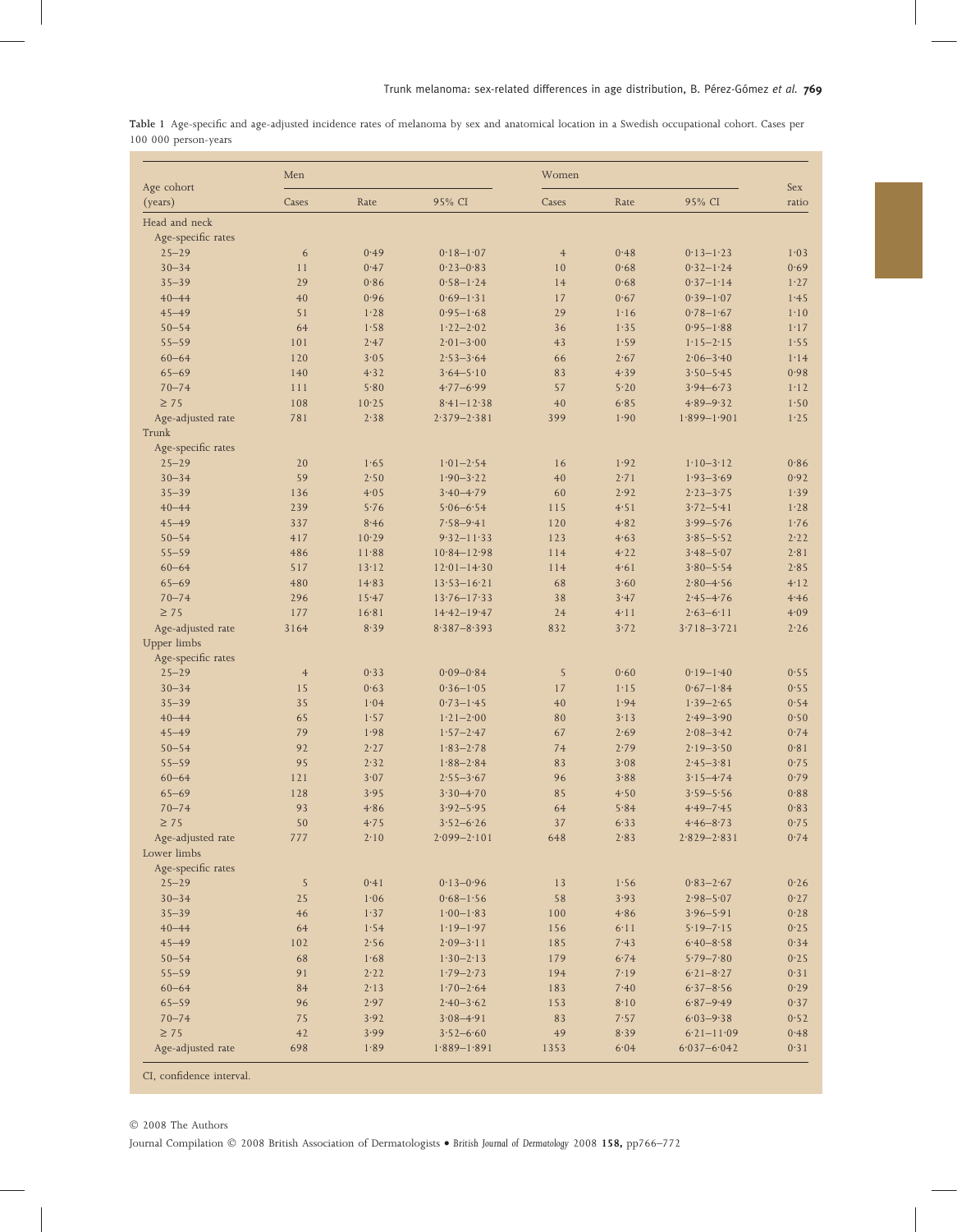**Table 1** Age-specific and age-adjusted incidence rates of melanoma by sex and anatomical location in a Swedish occupational cohort. Cases per 100 000 person-years

| Age cohort (years) | Men | | | Women | | | Sex ratio |
|---|---|---|---|---|---|---|---|
| | Cases | Rate | 95% CI | Cases | Rate | 95% CI | |
| **Head and neck** | | | | | | | |
| Age-specific rates | | | | | | | |
| 25–29 | 6 | 0·49 | 0·18–1·07 | 4 | 0·48 | 0·13–1·23 | 1·03 |
| 30–34 | 11 | 0·47 | 0·23–0·83 | 10 | 0·68 | 0·32–1·24 | 0·69 |
| 35–39 | 29 | 0·86 | 0·58–1·24 | 14 | 0·68 | 0·37–1·14 | 1·27 |
| 40–44 | 40 | 0·96 | 0·69–1·31 | 17 | 0·67 | 0·39–1·07 | 1·45 |
| 45–49 | 51 | 1·28 | 0·95–1·68 | 29 | 1·16 | 0·78–1·67 | 1·10 |
| 50–54 | 64 | 1·58 | 1·22–2·02 | 36 | 1·35 | 0·95–1·88 | 1·17 |
| 55–59 | 101 | 2·47 | 2·01–3·00 | 43 | 1·59 | 1·15–2·15 | 1·55 |
| 60–64 | 120 | 3·05 | 2·53–3·64 | 66 | 2·67 | 2·06–3·40 | 1·14 |
| 65–69 | 140 | 4·32 | 3·64–5·10 | 83 | 4·39 | 3·50–5·45 | 0·98 |
| 70–74 | 111 | 5·80 | 4·77–6·99 | 57 | 5·20 | 3·94–6·73 | 1·12 |
| ≥ 75 | 108 | 10·25 | 8·41–12·38 | 40 | 6·85 | 4·89–9·32 | 1·50 |
| Age-adjusted rate | 781 | 2·38 | 2·379–2·381 | 399 | 1·90 | 1·899–1·901 | 1·25 |
| **Trunk** | | | | | | | |
| Age-specific rates | | | | | | | |
| 25–29 | 20 | 1·65 | 1·01–2·54 | 16 | 1·92 | 1·10–3·12 | 0·86 |
| 30–34 | 59 | 2·50 | 1·90–3·22 | 40 | 2·71 | 1·93–3·69 | 0·92 |
| 35–39 | 136 | 4·05 | 3·40–4·79 | 60 | 2·92 | 2·23–3·75 | 1·39 |
| 40–44 | 239 | 5·76 | 5·06–6·54 | 115 | 4·51 | 3·72–5·41 | 1·28 |
| 45–49 | 337 | 8·46 | 7·58–9·41 | 120 | 4·82 | 3·99–5·76 | 1·76 |
| 50–54 | 417 | 10·29 | 9·32–11·33 | 123 | 4·63 | 3·85–5·52 | 2·22 |
| 55–59 | 486 | 11·88 | 10·84–12·98 | 114 | 4·22 | 3·48–5·07 | 2·81 |
| 60–64 | 517 | 13·12 | 12·01–14·30 | 114 | 4·61 | 3·80–5·54 | 2·85 |
| 65–69 | 480 | 14·83 | 13·53–16·21 | 68 | 3·60 | 2·80–4·56 | 4·12 |
| 70–74 | 296 | 15·47 | 13·76–17·33 | 38 | 3·47 | 2·45–4·76 | 4·46 |
| ≥ 75 | 177 | 16·81 | 14·42–19·47 | 24 | 4·11 | 2·63–6·11 | 4·09 |
| Age-adjusted rate | 3164 | 8·39 | 8·387–8·393 | 832 | 3·72 | 3·718–3·721 | 2·26 |
| **Upper limbs** | | | | | | | |
| Age-specific rates | | | | | | | |
| 25–29 | 4 | 0·33 | 0·09–0·84 | 5 | 0·60 | 0·19–1·40 | 0·55 |
| 30–34 | 15 | 0·63 | 0·36–1·05 | 17 | 1·15 | 0·67–1·84 | 0·55 |
| 35–39 | 35 | 1·04 | 0·73–1·45 | 40 | 1·94 | 1·39–2·65 | 0·54 |
| 40–44 | 65 | 1·57 | 1·21–2·00 | 80 | 3·13 | 2·49–3·90 | 0·50 |
| 45–49 | 79 | 1·98 | 1·57–2·47 | 67 | 2·69 | 2·08–3·42 | 0·74 |
| 50–54 | 92 | 2·27 | 1·83–2·78 | 74 | 2·79 | 2·19–3·50 | 0·81 |
| 55–59 | 95 | 2·32 | 1·88–2·84 | 83 | 3·08 | 2·45–3·81 | 0·75 |
| 60–64 | 121 | 3·07 | 2·55–3·67 | 96 | 3·88 | 3·15–4·74 | 0·79 |
| 65–69 | 128 | 3·95 | 3·30–4·70 | 85 | 4·50 | 3·59–5·56 | 0·88 |
| 70–74 | 93 | 4·86 | 3·92–5·95 | 64 | 5·84 | 4·49–7·45 | 0·83 |
| ≥ 75 | 50 | 4·75 | 3·52–6·26 | 37 | 6·33 | 4·46–8·73 | 0·75 |
| Age-adjusted rate | 777 | 2·10 | 2·099–2·101 | 648 | 2·83 | 2·829–2·831 | 0·74 |
| **Lower limbs** | | | | | | | |
| Age-specific rates | | | | | | | |
| 25–29 | 5 | 0·41 | 0·13–0·96 | 13 | 1·56 | 0·83–2·67 | 0·26 |
| 30–34 | 25 | 1·06 | 0·68–1·56 | 58 | 3·93 | 2·98–5·07 | 0·27 |
| 35–39 | 46 | 1·37 | 1·00–1·83 | 100 | 4·86 | 3·96–5·91 | 0·28 |
| 40–44 | 64 | 1·54 | 1·19–1·97 | 156 | 6·11 | 5·19–7·15 | 0·25 |
| 45–49 | 102 | 2·56 | 2·09–3·11 | 185 | 7·43 | 6·40–8·58 | 0·34 |
| 50–54 | 68 | 1·68 | 1·30–2·13 | 179 | 6·74 | 5·79–7·80 | 0·25 |
| 55–59 | 91 | 2·22 | 1·79–2·73 | 194 | 7·19 | 6·21–8·27 | 0·31 |
| 60–64 | 84 | 2·13 | 1·70–2·64 | 183 | 7·40 | 6·37–8·56 | 0·29 |
| 65–59 | 96 | 2·97 | 2·40–3·62 | 153 | 8·10 | 6·87–9·49 | 0·37 |
| 70–74 | 75 | 3·92 | 3·08–4·91 | 83 | 7·57 | 6·03–9·38 | 0·52 |
| ≥ 75 | 42 | 3·99 | 3·52–6·60 | 49 | 8·39 | 6·21–11·09 | 0·48 |
| Age-adjusted rate | 698 | 1·89 | 1·889–1·891 | 1353 | 6·04 | 6·037–6·042 | 0·31 |

CI, confidence interval.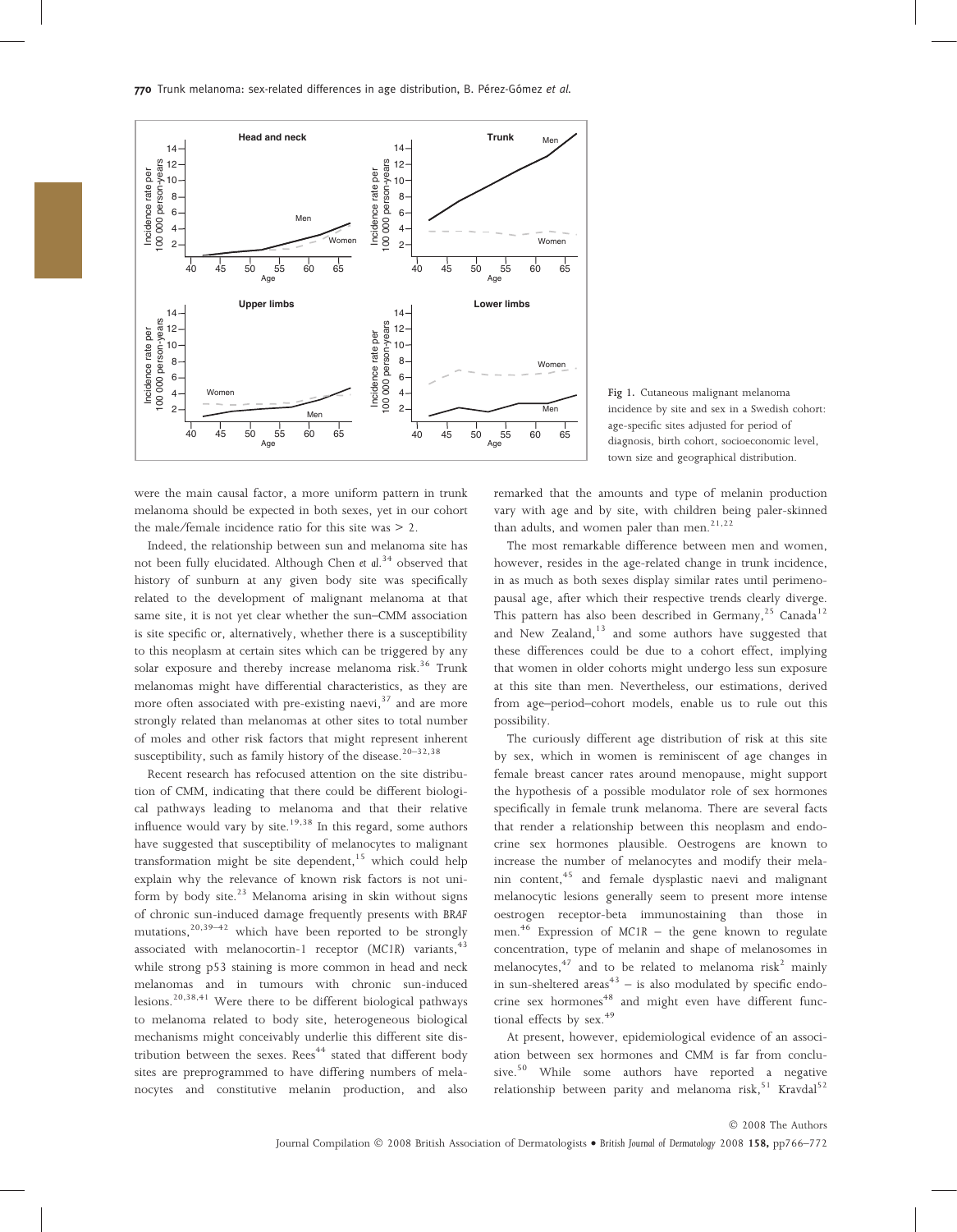Fig 1. Cutaneous malignant melanoma incidence by site and sex in a Swedish cohort: age-specific sites adjusted for period of diagnosis, birth cohort, socioeconomic level, town size and geographical distribution.

were the main causal factor, a more uniform pattern in trunk melanoma should be expected in both sexes, yet in our cohort the male/female incidence ratio for this site was > 2.

Indeed, the relationship between sun and melanoma site has not been fully elucidated. Although Chen *et al.*[34] observed that history of sunburn at any given body site was specifically related to the development of malignant melanoma at that same site, it is not yet clear whether the sun–CMM association is site specific or, alternatively, whether there is a susceptibility to this neoplasm at certain sites which can be triggered by any solar exposure and thereby increase melanoma risk.[36] Trunk melanomas might have differential characteristics, as they are more often associated with pre-existing naevi,[37] and are more strongly related than melanomas at other sites to total number of moles and other risk factors that might represent inherent susceptibility, such as family history of the disease.[20–32,38]

Recent research has refocused attention on the site distribution of CMM, indicating that there could be different biological pathways leading to melanoma and that their relative influence would vary by site.[19,38] In this regard, some authors have suggested that susceptibility of melanocytes to malignant transformation might be site dependent,[15] which could help explain why the relevance of known risk factors is not uniform by body site.[23] Melanoma arising in skin without signs of chronic sun-induced damage frequently presents with *BRAF* mutations,[20,39–42] which have been reported to be strongly associated with melanocortin-1 receptor (*MC1R*) variants,[43] while strong p53 staining is more common in head and neck melanomas and in tumours with chronic sun-induced lesions.[20,38,41] Were there to be different biological pathways to melanoma related to body site, heterogeneous biological mechanisms might conceivably underlie this different site distribution between the sexes. Rees[44] stated that different body sites are preprogrammed to have differing numbers of melanocytes and constitutive melanin production, and also remarked that the amounts and type of melanin production vary with age and by site, with children being paler-skinned than adults, and women paler than men.[21,22]

The most remarkable difference between men and women, however, resides in the age-related change in trunk incidence, in as much as both sexes display similar rates until perimenopausal age, after which their respective trends clearly diverge. This pattern has also been described in Germany,[25] Canada[12] and New Zealand,[13] and some authors have suggested that these differences could be due to a cohort effect, implying that women in older cohorts might undergo less sun exposure at this site than men. Nevertheless, our estimations, derived from age–period–cohort models, enable us to rule out this possibility.

The curiously different age distribution of risk at this site by sex, which in women is reminiscent of age changes in female breast cancer rates around menopause, might support the hypothesis of a possible modulator role of sex hormones specifically in female trunk melanoma. There are several facts that render a relationship between this neoplasm and endocrine sex hormones plausible. Oestrogens are known to increase the number of melanocytes and modify their melanin content,[45] and female dysplastic naevi and malignant melanocytic lesions generally seem to present more intense oestrogen receptor-beta immunostaining than those in men.[46] Expression of *MC1R* – the gene known to regulate concentration, type of melanin and shape of melanosomes in melanocytes,[47] and to be related to melanoma risk[2] mainly in sun-sheltered areas[43] – is also modulated by specific endocrine sex hormones[48] and might even have different functional effects by sex.[49]

At present, however, epidemiological evidence of an association between sex hormones and CMM is far from conclusive.[50] While some authors have reported a negative relationship between parity and melanoma risk,[51] Kravdal[52]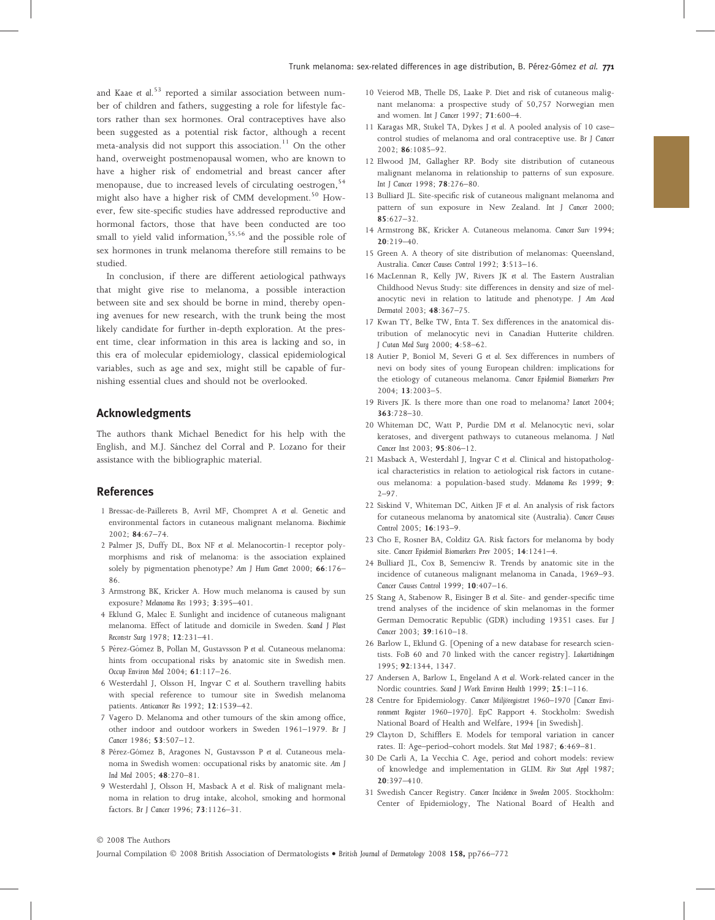and Kaae et al.[53] reported a similar association between number of children and fathers, suggesting a role for lifestyle factors rather than sex hormones. Oral contraceptives have also been suggested as a potential risk factor, although a recent meta-analysis did not support this association.[11] On the other hand, overweight postmenopausal women, who are known to have a higher risk of endometrial and breast cancer after menopause, due to increased levels of circulating oestrogen,[54] might also have a higher risk of CMM development.[50] However, few site-specific studies have addressed reproductive and hormonal factors, those that have been conducted are too small to yield valid information,[55,56] and the possible role of sex hormones in trunk melanoma therefore still remains to be studied.

In conclusion, if there are different aetiological pathways that might give rise to melanoma, a possible interaction between site and sex should be borne in mind, thereby opening avenues for new research, with the trunk being the most likely candidate for further in-depth exploration. At the present time, clear information in this area is lacking and so, in this era of molecular epidemiology, classical epidemiological variables, such as age and sex, might still be capable of furnishing essential clues and should not be overlooked.

## Acknowledgments

The authors thank Michael Benedict for his help with the English, and M.J. Sánchez del Corral and P. Lozano for their assistance with the bibliographic material.

## References

1 Bressac-de-Paillerets B, Avril MF, Chompret A et al. Genetic and environmental factors in cutaneous malignant melanoma. *Biochimie* 2002; **84**:67–74.

2 Palmer JS, Duffy DL, Box NF et al. Melanocortin-1 receptor polymorphisms and risk of melanoma: is the association explained solely by pigmentation phenotype? *Am J Hum Genet* 2000; **66**:176–86.

3 Armstrong BK, Kricker A. How much melanoma is caused by sun exposure? *Melanoma Res* 1993; **3**:395–401.

4 Eklund G, Malec E. Sunlight and incidence of cutaneous malignant melanoma. Effect of latitude and domicile in Sweden. *Scand J Plast Reconstr Surg* 1978; **12**:231–41.

5 Pérez-Gómez B, Pollan M, Gustavsson P et al. Cutaneous melanoma: hints from occupational risks by anatomic site in Swedish men. *Occup Environ Med* 2004; **61**:117–26.

6 Westerdahl J, Olsson H, Ingvar C et al. Southern travelling habits with special reference to tumour site in Swedish melanoma patients. *Anticancer Res* 1992; **12**:1539–42.

7 Vagero D. Melanoma and other tumours of the skin among office, other indoor and outdoor workers in Sweden 1961–1979. *Br J Cancer* 1986; **53**:507–12.

8 Pérez-Gómez B, Aragones N, Gustavsson P et al. Cutaneous melanoma in Swedish women: occupational risks by anatomic site. *Am J Ind Med* 2005; **48**:270–81.

9 Westerdahl J, Olsson H, Masback A et al. Risk of malignant melanoma in relation to drug intake, alcohol, smoking and hormonal factors. *Br J Cancer* 1996; **73**:1126–31.

10 Veierod MB, Thelle DS, Laake P. Diet and risk of cutaneous malignant melanoma: a prospective study of 50,757 Norwegian men and women. *Int J Cancer* 1997; **71**:600–4.

11 Karagas MR, Stukel TA, Dykes J et al. A pooled analysis of 10 case–control studies of melanoma and oral contraceptive use. *Br J Cancer* 2002; **86**:1085–92.

12 Elwood JM, Gallagher RP. Body site distribution of cutaneous malignant melanoma in relationship to patterns of sun exposure. *Int J Cancer* 1998; **78**:276–80.

13 Bulliard JL. Site-specific risk of cutaneous malignant melanoma and pattern of sun exposure in New Zealand. *Int J Cancer* 2000; **85**:627–32.

14 Armstrong BK, Kricker A. Cutaneous melanoma. *Cancer Surv* 1994; **20**:219–40.

15 Green A. A theory of site distribution of melanomas: Queensland, Australia. *Cancer Causes Control* 1992; **3**:513–16.

16 MacLennan R, Kelly JW, Rivers JK et al. The Eastern Australian Childhood Nevus Study: site differences in density and size of melanocytic nevi in relation to latitude and phenotype. *J Am Acad Dermatol* 2003; **48**:367–75.

17 Kwan TY, Belke TW, Enta T. Sex differences in the anatomical distribution of melanocytic nevi in Canadian Hutterite children. *J Cutan Med Surg* 2000; **4**:58–62.

18 Autier P, Boniol M, Severi G et al. Sex differences in numbers of nevi on body sites of young European children: implications for the etiology of cutaneous melanoma. *Cancer Epidemiol Biomarkers Prev* 2004; **13**:2003–5.

19 Rivers JK. Is there more than one road to melanoma? *Lancet* 2004; **363**:728–30.

20 Whiteman DC, Watt P, Purdie DM et al. Melanocytic nevi, solar keratoses, and divergent pathways to cutaneous melanoma. *J Natl Cancer Inst* 2003; **95**:806–12.

21 Masback A, Westerdahl J, Ingvar C et al. Clinical and histopathological characteristics in relation to aetiological risk factors in cutaneous melanoma: a population-based study. *Melanoma Res* 1999; **9**: 2–97.

22 Siskind V, Whiteman DC, Aitken JF et al. An analysis of risk factors for cutaneous melanoma by anatomical site (Australia). *Cancer Causes Control* 2005; **16**:193–9.

23 Cho E, Rosner BA, Colditz GA. Risk factors for melanoma by body site. *Cancer Epidemiol Biomarkers Prev* 2005; **14**:1241–4.

24 Bulliard JL, Cox B, Semenciw R. Trends by anatomic site in the incidence of cutaneous malignant melanoma in Canada, 1969–93. *Cancer Causes Control* 1999; **10**:407–16.

25 Stang A, Stabenow R, Eisinger B et al. Site- and gender-specific time trend analyses of the incidence of skin melanomas in the former German Democratic Republic (GDR) including 19351 cases. *Eur J Cancer* 2003; **39**:1610–18.

26 Barlow L, Eklund G. [Opening of a new database for research scientists. FoB 60 and 70 linked with the cancer registry]. *Lakartidningen* 1995; **92**:1344, 1347.

27 Andersen A, Barlow L, Engeland A et al. Work-related cancer in the Nordic countries. *Scand J Work Environ Health* 1999; **25**:1–116.

28 Centre for Epidemiology. *Cancer Miljöregistret 1960–1970 [Cancer Environment Register 1960–1970]*. EpC Rapport 4. Stockholm: Swedish National Board of Health and Welfare, 1994 [in Swedish].

29 Clayton D, Schifflers E. Models for temporal variation in cancer rates. II: Age–period–cohort models. *Stat Med* 1987; **6**:469–81.

30 De Carli A, La Vecchia C. Age, period and cohort models: review of knowledge and implementation in GLIM. *Riv Stat Appl* 1987; **20**:397–410.

31 Swedish Cancer Registry. *Cancer Incidence in Sweden 2005*. Stockholm: Center of Epidemiology, The National Board of Health and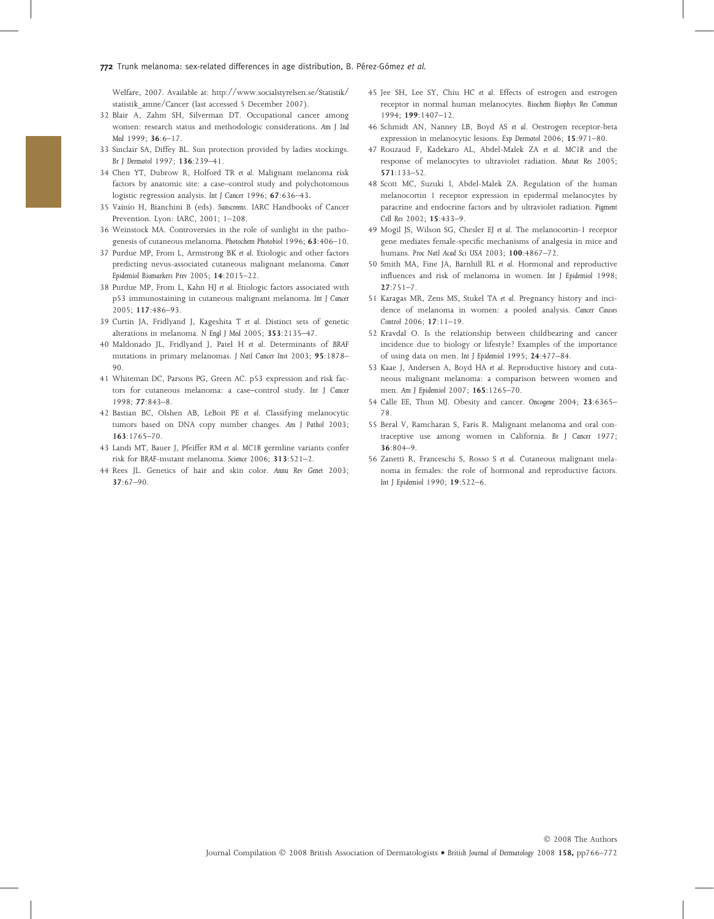Welfare, 2007. Available at: http://www.socialstyrelsen.se/Statistik/statistik_amne/Cancer (last accessed 5 December 2007).

32 Blair A, Zahm SH, Silverman DT. Occupational cancer among women: research status and methodologic considerations. *Am J Ind Med* 1999; **36**:6–17.

33 Sinclair SA, Diffey BL. Sun protection provided by ladies stockings. *Br J Dermatol* 1997; **136**:239–41.

34 Chen YT, Dubrow R, Holford TR *et al.* Malignant melanoma risk factors by anatomic site: a case–control study and polychotomous logistic regression analysis. *Int J Cancer* 1996; **67**:636–43.

35 Vainio H, Bianchini B (eds). *Sunscreens*. IARC Handbooks of Cancer Prevention. Lyon: IARC, 2001; 1–208.

36 Weinstock MA. Controversies in the role of sunlight in the pathogenesis of cutaneous melanoma. *Photochem Photobiol* 1996; **63**:406–10.

37 Purdue MP, From L, Armstrong BK *et al.* Etiologic and other factors predicting nevus-associated cutaneous malignant melanoma. *Cancer Epidemiol Biomarkers Prev* 2005; **14**:2015–22.

38 Purdue MP, From L, Kahn HJ *et al.* Etiologic factors associated with p53 immunostaining in cutaneous malignant melanoma. *Int J Cancer* 2005; **117**:486–93.

39 Curtin JA, Fridlyand J, Kageshita T *et al.* Distinct sets of genetic alterations in melanoma. *N Engl J Med* 2005; **353**:2135–47.

40 Maldonado JL, Fridlyand J, Patel H *et al.* Determinants of BRAF mutations in primary melanomas. *J Natl Cancer Inst* 2003; **95**:1878–90.

41 Whiteman DC, Parsons PG, Green AC. p53 expression and risk factors for cutaneous melanoma: a case–control study. *Int J Cancer* 1998; **77**:843–8.

42 Bastian BC, Olshen AB, LeBoit PE *et al.* Classifying melanocytic tumors based on DNA copy number changes. *Am J Pathol* 2003; **163**:1765–70.

43 Landi MT, Bauer J, Pfeiffer RM *et al.* *MC1R* germline variants confer risk for *BRAF*-mutant melanoma. *Science* 2006; **313**:521–2.

44 Rees JL. Genetics of hair and skin color. *Annu Rev Genet* 2003; **37**:67–90.

45 Jee SH, Lee SY, Chiu HC *et al.* Effects of estrogen and estrogen receptor in normal human melanocytes. *Biochem Biophys Res Commun* 1994; **199**:1407–12.

46 Schmidt AN, Nanney LB, Boyd AS *et al.* Oestrogen receptor-beta expression in melanocytic lesions. *Exp Dermatol* 2006; **15**:971–80.

47 Rouzaud F, Kadekaro AL, Abdel-Malek ZA *et al.* *MC1R* and the response of melanocytes to ultraviolet radiation. *Mutat Res* 2005; **571**:133–52.

48 Scott MC, Suzuki I, Abdel-Malek ZA. Regulation of the human melanocortin 1 receptor expression in epidermal melanocytes by paracrine and endocrine factors and by ultraviolet radiation. *Pigment Cell Res* 2002; **15**:433–9.

49 Mogil JS, Wilson SG, Chesler EJ *et al.* The melanocortin-1 receptor gene mediates female-specific mechanisms of analgesia in mice and humans. *Proc Natl Acad Sci USA* 2003; **100**:4867–72.

50 Smith MA, Fine JA, Barnhill RL *et al.* Hormonal and reproductive influences and risk of melanoma in women. *Int J Epidemiol* 1998; **27**:751–7.

51 Karagas MR, Zens MS, Stukel TA *et al.* Pregnancy history and incidence of melanoma in women: a pooled analysis. *Cancer Causes Control* 2006; **17**:11–19.

52 Kravdal O. Is the relationship between childbearing and cancer incidence due to biology or lifestyle? Examples of the importance of using data on men. *Int J Epidemiol* 1995; **24**:477–84.

53 Kaae J, Andersen A, Boyd HA *et al.* Reproductive history and cutaneous malignant melanoma: a comparison between women and men. *Am J Epidemiol* 2007; **165**:1265–70.

54 Calle EE, Thun MJ. Obesity and cancer. *Oncogene* 2004; **23**:6365–78.

55 Beral V, Ramcharan S, Faris R. Malignant melanoma and oral contraceptive use among women in California. *Br J Cancer* 1977; **36**:804–9.

56 Zanetti R, Franceschi S, Rosso S *et al.* Cutaneous malignant melanoma in females: the role of hormonal and reproductive factors. *Int J Epidemiol* 1990; **19**:522–6.